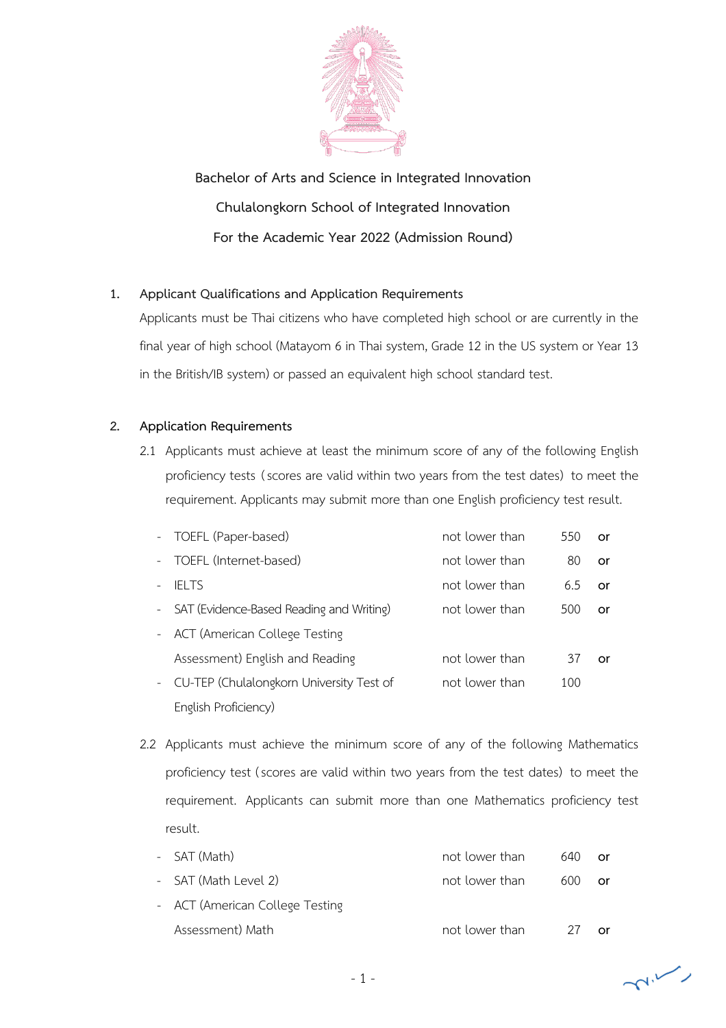**Bachelor of Arts and Science in Integrated Innovation**

**Chulalongkorn School of Integrated Innovation**

**For the Academic Year 2022 (Admission Round)**

## 1. Applicant Qualifications and Application Requirements

Applicants must be Thai citizens who have completed high school or are currently in the final year of high school (Matayom 6 in Thai system, Grade 12 in the US system or Year 13 in the British/IB system) or passed an equivalent high school standard test.

## 2. Application Requirements

2.1 Applicants must achieve at least the minimum score of any of the following English proficiency tests (scores are valid within two years from the test dates) to meet the requirement. Applicants may submit more than one English proficiency test result.

| Test | | Score | |
|---|---|---|---|
| - TOEFL (Paper-based) | not lower than | 550 | **or** |
| - TOEFL (Internet-based) | not lower than | 80 | **or** |
| - IELTS | not lower than | 6.5 | **or** |
| - SAT (Evidence-Based Reading and Writing) | not lower than | 500 | **or** |
| - ACT (American College Testing Assessment) English and Reading | not lower than | 37 | **or** |
| - CU-TEP (Chulalongkorn University Test of English Proficiency) | not lower than | 100 | |

2.2 Applicants must achieve the minimum score of any of the following Mathematics proficiency test (scores are valid within two years from the test dates) to meet the requirement. Applicants can submit more than one Mathematics proficiency test result.

| Test | | Score | |
|---|---|---|---|
| - SAT (Math) | not lower than | 640 | **or** |
| - SAT (Math Level 2) | not lower than | 600 | **or** |
| - ACT (American College Testing Assessment) Math | not lower than | 27 | **or** |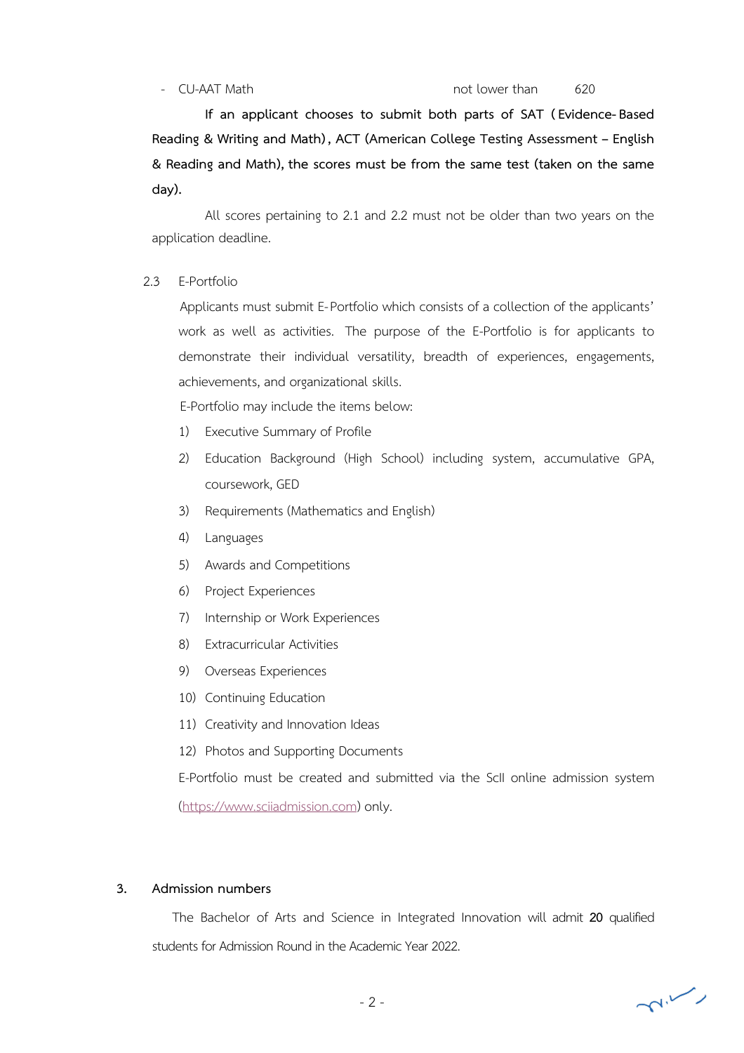- CU-AAT Math not lower than 620

**If an applicant chooses to submit both parts of SAT (Evidence-Based Reading & Writing and Math), ACT (American College Testing Assessment – English & Reading and Math), the scores must be from the same test (taken on the same day).**

All scores pertaining to 2.1 and 2.2 must not be older than two years on the application deadline.

2.3 E-Portfolio

Applicants must submit E-Portfolio which consists of a collection of the applicants' work as well as activities. The purpose of the E-Portfolio is for applicants to demonstrate their individual versatility, breadth of experiences, engagements, achievements, and organizational skills.

E-Portfolio may include the items below:

1) Executive Summary of Profile
2) Education Background (High School) including system, accumulative GPA, coursework, GED
3) Requirements (Mathematics and English)
4) Languages
5) Awards and Competitions
6) Project Experiences
7) Internship or Work Experiences
8) Extracurricular Activities
9) Overseas Experiences
10) Continuing Education
11) Creativity and Innovation Ideas
12) Photos and Supporting Documents

E-Portfolio must be created and submitted via the ScII online admission system (https://www.sciiadmission.com) only.

**3. Admission numbers**

The Bachelor of Arts and Science in Integrated Innovation will admit **20** qualified students for Admission Round in the Academic Year 2022.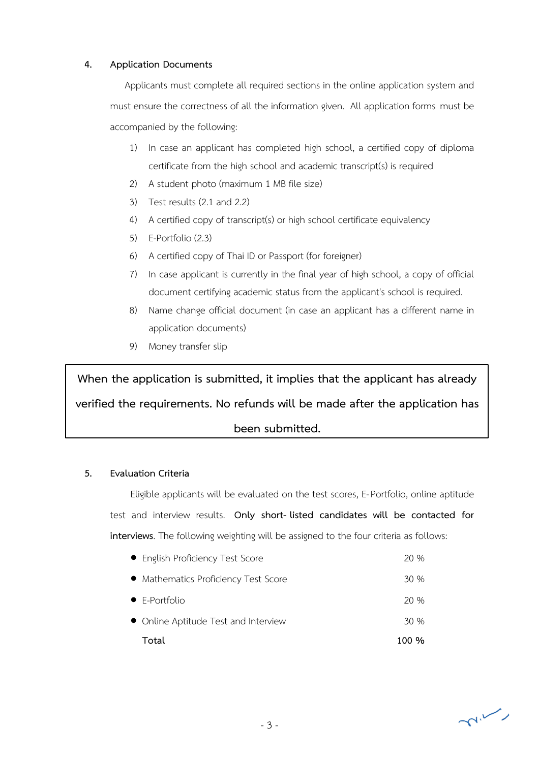## 4. Application Documents

Applicants must complete all required sections in the online application system and must ensure the correctness of all the information given. All application forms must be accompanied by the following:

1) In case an applicant has completed high school, a certified copy of diploma certificate from the high school and academic transcript(s) is required
2) A student photo (maximum 1 MB file size)
3) Test results (2.1 and 2.2)
4) A certified copy of transcript(s) or high school certificate equivalency
5) E-Portfolio (2.3)
6) A certified copy of Thai ID or Passport (for foreigner)
7) In case applicant is currently in the final year of high school, a copy of official document certifying academic status from the applicant's school is required.
8) Name change official document (in case an applicant has a different name in application documents)
9) Money transfer slip

**When the application is submitted, it implies that the applicant has already verified the requirements. No refunds will be made after the application has been submitted.**

## 5. Evaluation Criteria

Eligible applicants will be evaluated on the test scores, E-Portfolio, online aptitude test and interview results. **Only short-listed candidates will be contacted for interviews**. The following weighting will be assigned to the four criteria as follows:

| Criteria | Weight |
|---|---|
| • English Proficiency Test Score | 20 % |
| • Mathematics Proficiency Test Score | 30 % |
| • E-Portfolio | 20 % |
| • Online Aptitude Test and Interview | 30 % |
| **Total** | **100 %** |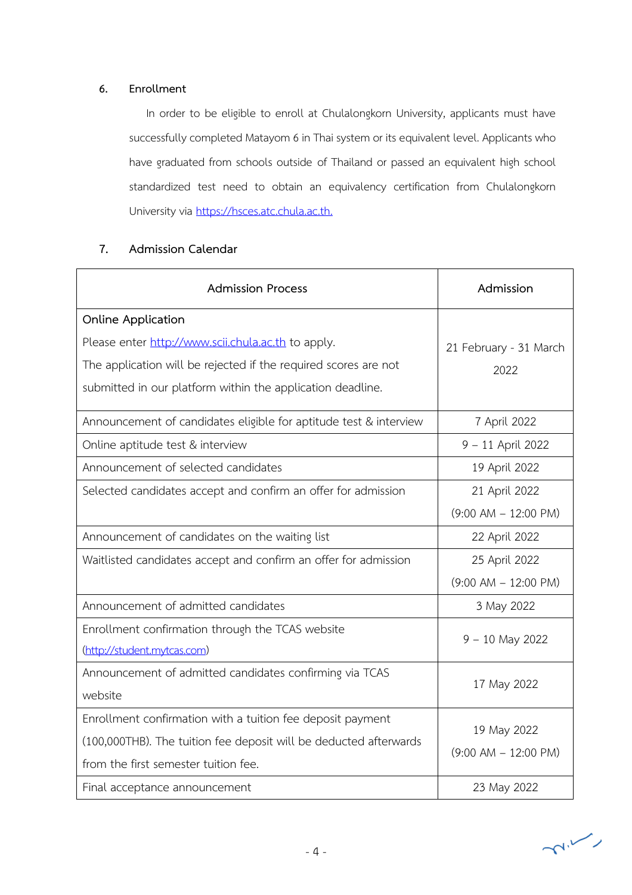## 6. Enrollment

In order to be eligible to enroll at Chulalongkorn University, applicants must have successfully completed Matayom 6 in Thai system or its equivalent level. Applicants who have graduated from schools outside of Thailand or passed an equivalent high school standardized test need to obtain an equivalency certification from Chulalongkorn University via https://hsces.atc.chula.ac.th.

## 7. Admission Calendar

| Admission Process | Admission |
|---|---|
| **Online Application**<br>Please enter http://www.scii.chula.ac.th to apply.<br>The application will be rejected if the required scores are not submitted in our platform within the application deadline. | 21 February - 31 March 2022 |
| Announcement of candidates eligible for aptitude test & interview | 7 April 2022 |
| Online aptitude test & interview | 9 – 11 April 2022 |
| Announcement of selected candidates | 19 April 2022 |
| Selected candidates accept and confirm an offer for admission | 21 April 2022<br>(9:00 AM – 12:00 PM) |
| Announcement of candidates on the waiting list | 22 April 2022 |
| Waitlisted candidates accept and confirm an offer for admission | 25 April 2022<br>(9:00 AM – 12:00 PM) |
| Announcement of admitted candidates | 3 May 2022 |
| Enrollment confirmation through the TCAS website (http://student.mytcas.com) | 9 – 10 May 2022 |
| Announcement of admitted candidates confirming via TCAS website | 17 May 2022 |
| Enrollment confirmation with a tuition fee deposit payment (100,000THB). The tuition fee deposit will be deducted afterwards from the first semester tuition fee. | 19 May 2022<br>(9:00 AM – 12:00 PM) |
| Final acceptance announcement | 23 May 2022 |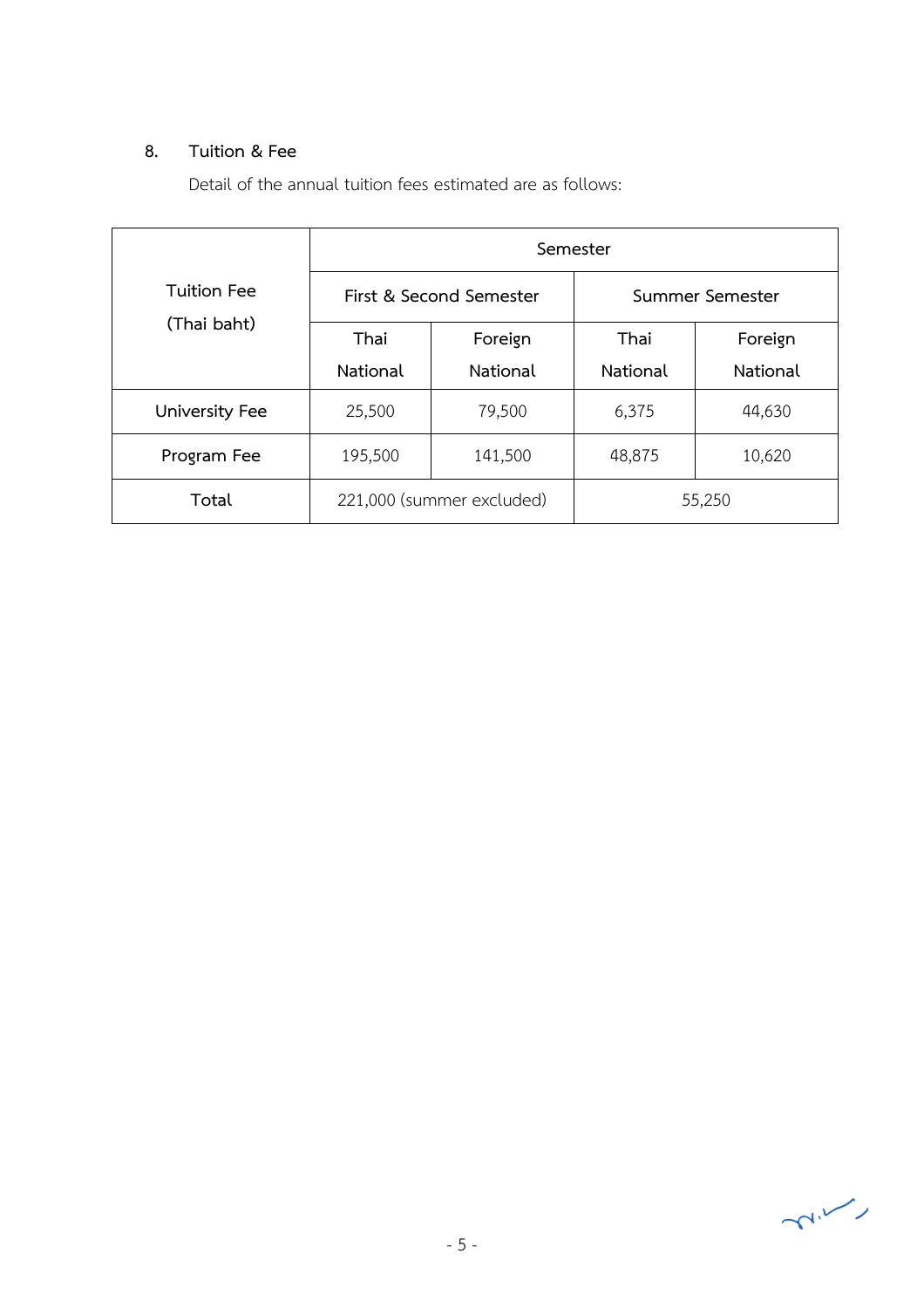## 8. Tuition & Fee

Detail of the annual tuition fees estimated are as follows:

| Tuition Fee (Thai baht) | Semester | | | |
|---|---|---|---|---|
| | First & Second Semester | | Summer Semester | |
| | Thai National | Foreign National | Thai National | Foreign National |
| University Fee | 25,500 | 79,500 | 6,375 | 44,630 |
| Program Fee | 195,500 | 141,500 | 48,875 | 10,620 |
| Total | 221,000 (summer excluded) | | 55,250 | |